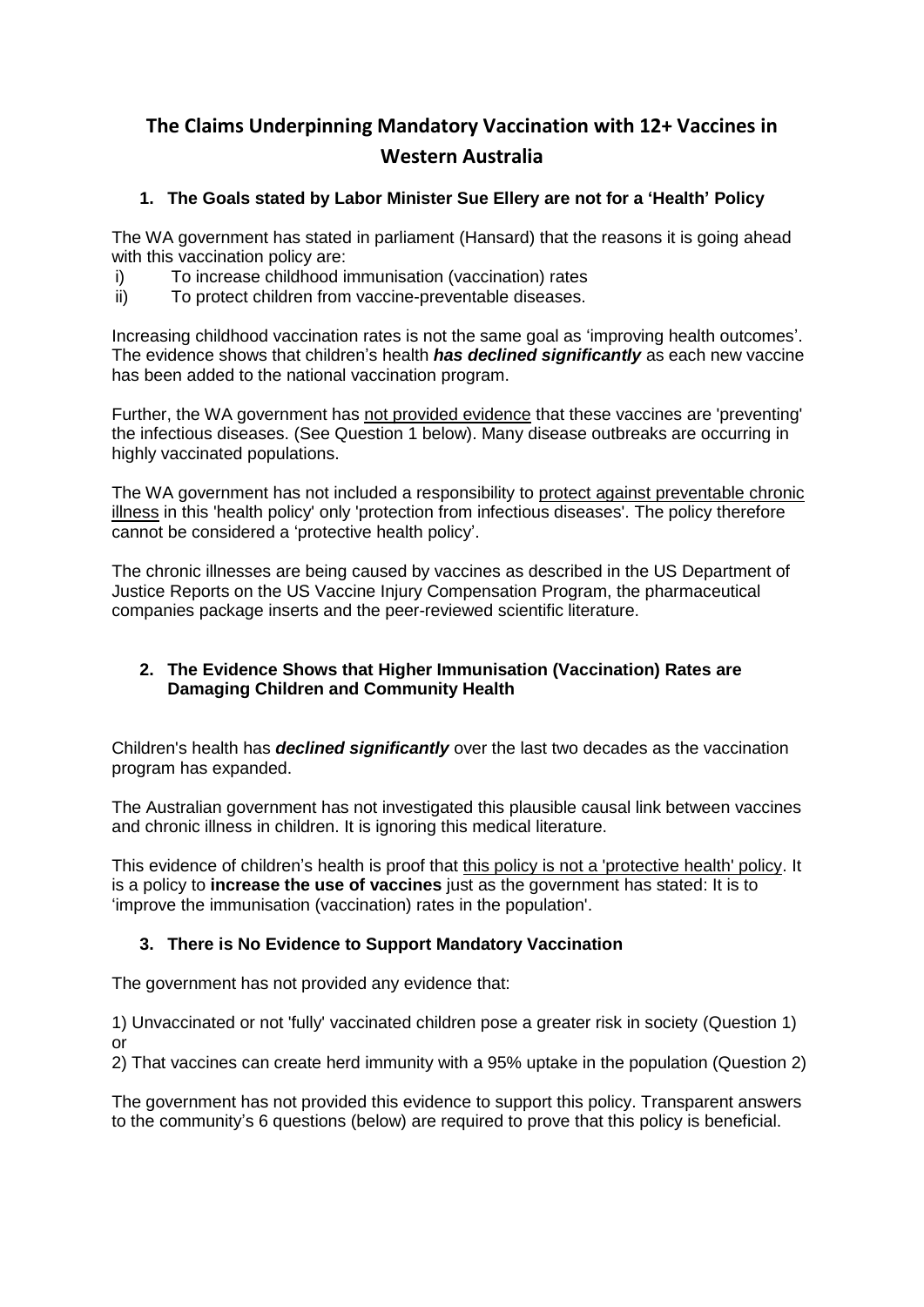# The Claims Underpinning Mandatory Vaccination with 12+ Vaccines in Western Australia

### 1. The Goals stated by Labor Minister Sue Ellery are not for a 'Health' Policy

The WA government has stated in parliament (Hansard) that the reasons it is going ahead with this vaccination policy are:

i) To increase childhood immunisation (vaccination) rates
ii) To protect children from vaccine-preventable diseases.

Increasing childhood vaccination rates is not the same goal as 'improving health outcomes'. The evidence shows that children's health ***has declined significantly*** as each new vaccine has been added to the national vaccination program.

Further, the WA government has not provided evidence that these vaccines are 'preventing' the infectious diseases. (See Question 1 below). Many disease outbreaks are occurring in highly vaccinated populations.

The WA government has not included a responsibility to protect against preventable chronic illness in this 'health policy' only 'protection from infectious diseases'. The policy therefore cannot be considered a 'protective health policy'.

The chronic illnesses are being caused by vaccines as described in the US Department of Justice Reports on the US Vaccine Injury Compensation Program, the pharmaceutical companies package inserts and the peer-reviewed scientific literature.

### 2. The Evidence Shows that Higher Immunisation (Vaccination) Rates are Damaging Children and Community Health

Children's health has ***declined significantly*** over the last two decades as the vaccination program has expanded.

The Australian government has not investigated this plausible causal link between vaccines and chronic illness in children. It is ignoring this medical literature.

This evidence of children's health is proof that this policy is not a 'protective health' policy. It is a policy to **increase the use of vaccines** just as the government has stated: It is to 'improve the immunisation (vaccination) rates in the population'.

### 3. There is No Evidence to Support Mandatory Vaccination

The government has not provided any evidence that:

1) Unvaccinated or not 'fully' vaccinated children pose a greater risk in society (Question 1) or

2) That vaccines can create herd immunity with a 95% uptake in the population (Question 2)

The government has not provided this evidence to support this policy. Transparent answers to the community's 6 questions (below) are required to prove that this policy is beneficial.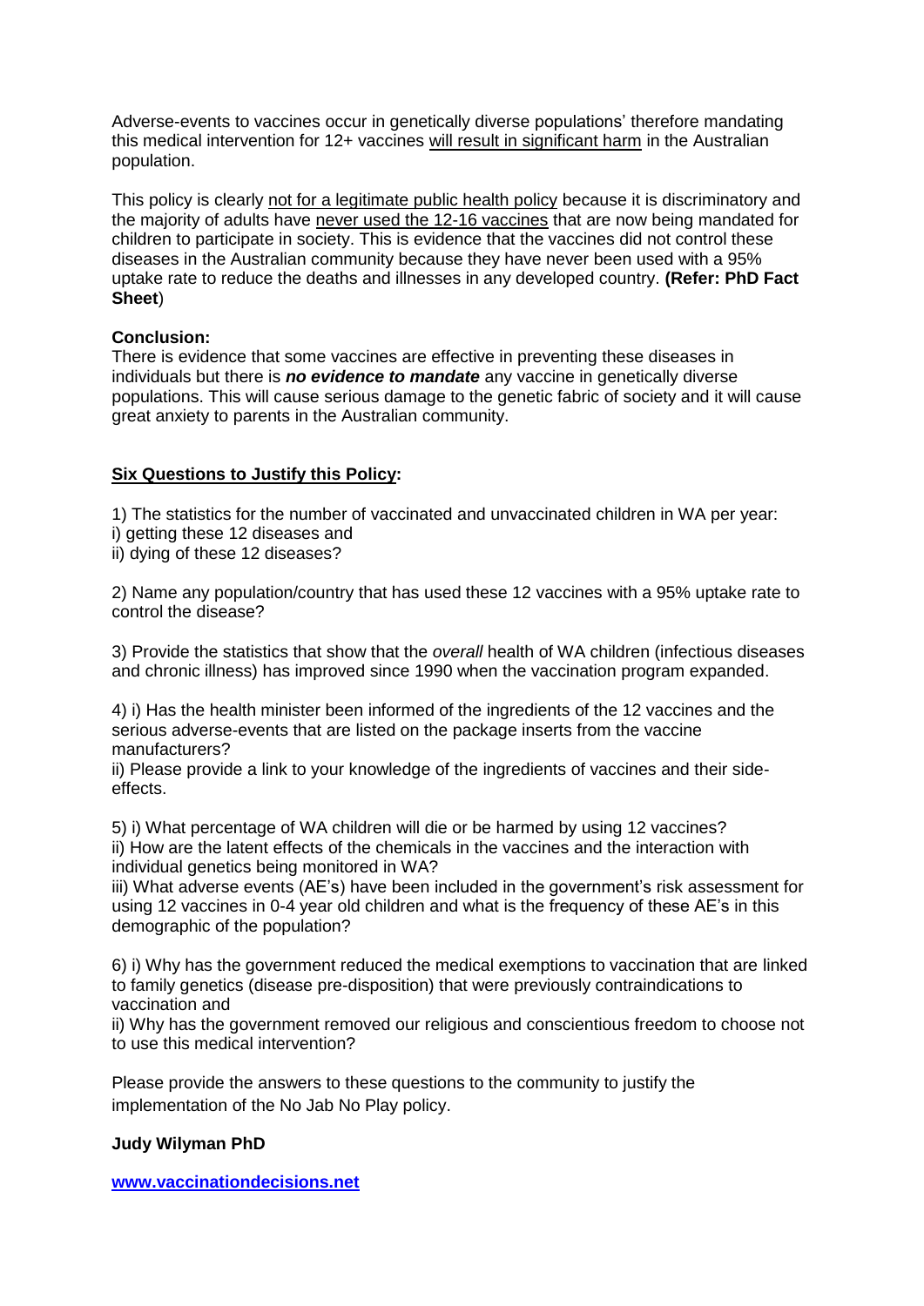Adverse-events to vaccines occur in genetically diverse populations' therefore mandating this medical intervention for 12+ vaccines will result in significant harm in the Australian population.

This policy is clearly not for a legitimate public health policy because it is discriminatory and the majority of adults have never used the 12-16 vaccines that are now being mandated for children to participate in society. This is evidence that the vaccines did not control these diseases in the Australian community because they have never been used with a 95% uptake rate to reduce the deaths and illnesses in any developed country. **(Refer: PhD Fact Sheet**)

**Conclusion:**
There is evidence that some vaccines are effective in preventing these diseases in individuals but there is ***no evidence to mandate*** any vaccine in genetically diverse populations. This will cause serious damage to the genetic fabric of society and it will cause great anxiety to parents in the Australian community.

**Six Questions to Justify this Policy:**

1) The statistics for the number of vaccinated and unvaccinated children in WA per year:
i) getting these 12 diseases and
ii) dying of these 12 diseases?

2) Name any population/country that has used these 12 vaccines with a 95% uptake rate to control the disease?

3) Provide the statistics that show that the *overall* health of WA children (infectious diseases and chronic illness) has improved since 1990 when the vaccination program expanded.

4) i) Has the health minister been informed of the ingredients of the 12 vaccines and the serious adverse-events that are listed on the package inserts from the vaccine manufacturers?
ii) Please provide a link to your knowledge of the ingredients of vaccines and their side-effects.

5) i) What percentage of WA children will die or be harmed by using 12 vaccines?
ii) How are the latent effects of the chemicals in the vaccines and the interaction with individual genetics being monitored in WA?
iii) What adverse events (AE's) have been included in the government's risk assessment for using 12 vaccines in 0-4 year old children and what is the frequency of these AE's in this demographic of the population?

6) i) Why has the government reduced the medical exemptions to vaccination that are linked to family genetics (disease pre-disposition) that were previously contraindications to vaccination and
ii) Why has the government removed our religious and conscientious freedom to choose not to use this medical intervention?

Please provide the answers to these questions to the community to justify the implementation of the No Jab No Play policy.

**Judy Wilyman PhD**

**www.vaccinationdecisions.net**